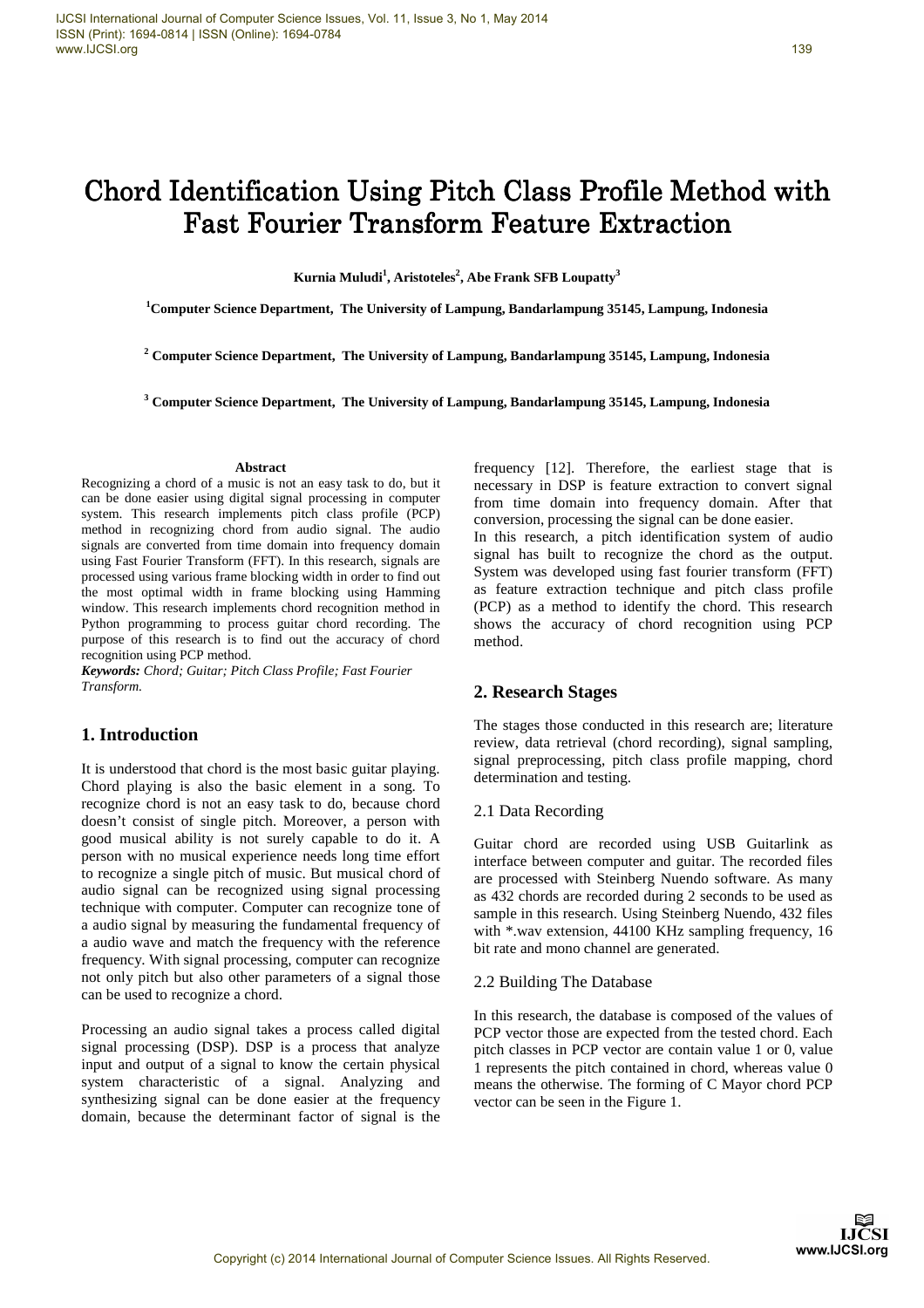# Chord Identification Using Pitch Class Profile Method with Fast Fourier Transform Feature Extraction

**Kurnia Muludi[1], Aristoteles[2], Abe Frank SFB Loupatty[3]**

**[1]Computer Science Department, The University of Lampung, Bandarlampung 35145, Lampung, Indonesia**

**[2] Computer Science Department, The University of Lampung, Bandarlampung 35145, Lampung, Indonesia**

**[3] Computer Science Department, The University of Lampung, Bandarlampung 35145, Lampung, Indonesia**

#### Abstract

Recognizing a chord of a music is not an easy task to do, but it can be done easier using digital signal processing in computer system. This research implements pitch class profile (PCP) method in recognizing chord from audio signal. The audio signals are converted from time domain into frequency domain using Fast Fourier Transform (FFT). In this research, signals are processed using various frame blocking width in order to find out the most optimal width in frame blocking using Hamming window. This research implements chord recognition method in Python programming to process guitar chord recording. The purpose of this research is to find out the accuracy of chord recognition using PCP method.

***Keywords:*** *Chord; Guitar; Pitch Class Profile; Fast Fourier Transform.*

## 1. Introduction

It is understood that chord is the most basic guitar playing. Chord playing is also the basic element in a song. To recognize chord is not an easy task to do, because chord doesn't consist of single pitch. Moreover, a person with good musical ability is not surely capable to do it. A person with no musical experience needs long time effort to recognize a single pitch of music. But musical chord of audio signal can be recognized using signal processing technique with computer. Computer can recognize tone of a audio signal by measuring the fundamental frequency of a audio wave and match the frequency with the reference frequency. With signal processing, computer can recognize not only pitch but also other parameters of a signal those can be used to recognize a chord.

Processing an audio signal takes a process called digital signal processing (DSP). DSP is a process that analyze input and output of a signal to know the certain physical system characteristic of a signal. Analyzing and synthesizing signal can be done easier at the frequency domain, because the determinant factor of signal is the frequency [12]. Therefore, the earliest stage that is necessary in DSP is feature extraction to convert signal from time domain into frequency domain. After that conversion, processing the signal can be done easier.

In this research, a pitch identification system of audio signal has built to recognize the chord as the output. System was developed using fast fourier transform (FFT) as feature extraction technique and pitch class profile (PCP) as a method to identify the chord. This research shows the accuracy of chord recognition using PCP method.

## 2. Research Stages

The stages those conducted in this research are; literature review, data retrieval (chord recording), signal sampling, signal preprocessing, pitch class profile mapping, chord determination and testing.

### 2.1 Data Recording

Guitar chord are recorded using USB Guitarlink as interface between computer and guitar. The recorded files are processed with Steinberg Nuendo software. As many as 432 chords are recorded during 2 seconds to be used as sample in this research. Using Steinberg Nuendo, 432 files with *.wav extension, 44100 KHz sampling frequency, 16 bit rate and mono channel are generated.

### 2.2 Building The Database

In this research, the database is composed of the values of PCP vector those are expected from the tested chord. Each pitch classes in PCP vector are contain value 1 or 0, value 1 represents the pitch contained in chord, whereas value 0 means the otherwise. The forming of C Mayor chord PCP vector can be seen in the Figure 1.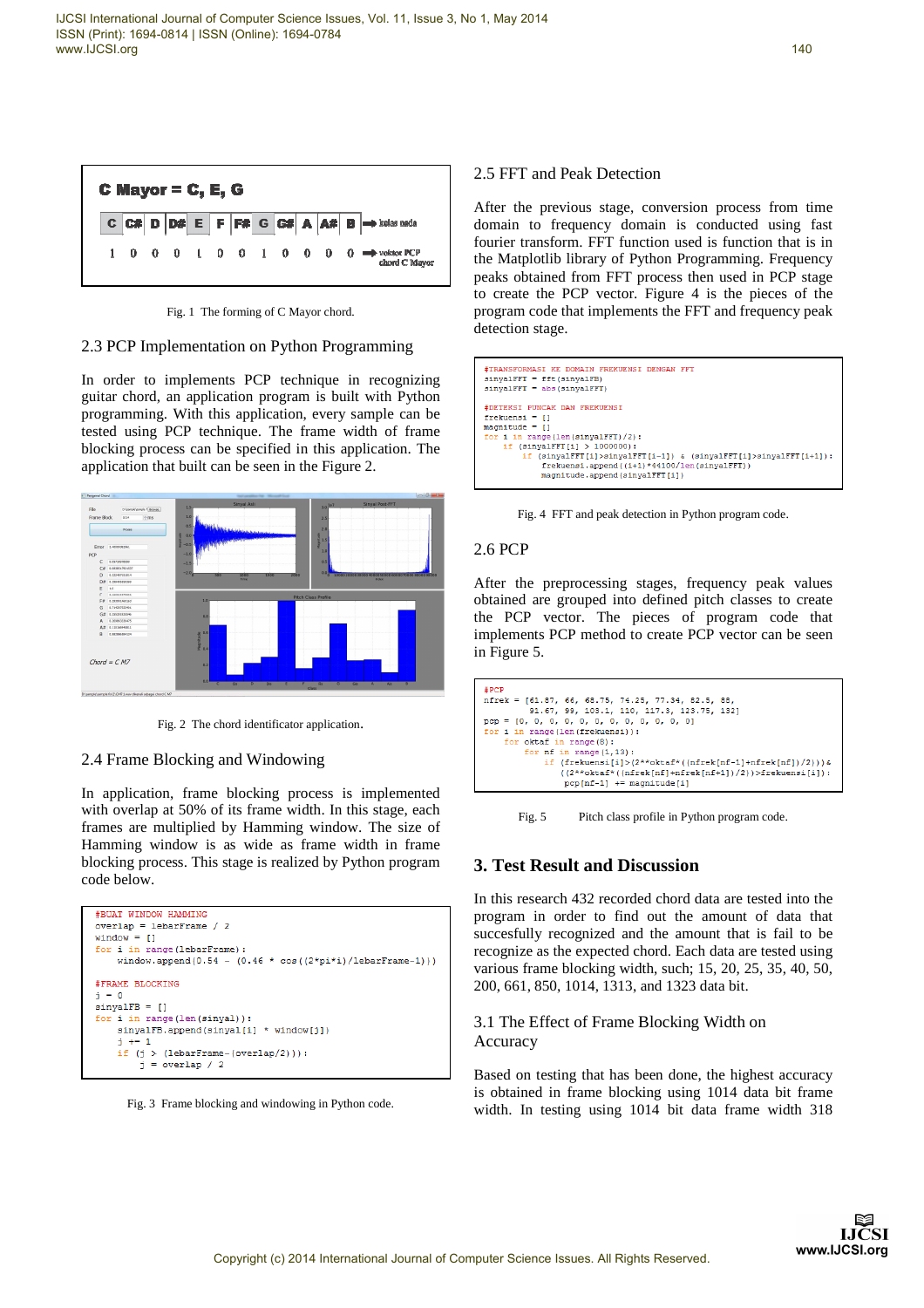Fig. 1 The forming of C Mayor chord.

## 2.3 PCP Implementation on Python Programming

In order to implements PCP technique in recognizing guitar chord, an application program is built with Python programming. With this application, every sample can be tested using PCP technique. The frame width of frame blocking process can be specified in this application. The application that built can be seen in the Figure 2.

Fig. 2 The chord identificator application.

## 2.4 Frame Blocking and Windowing

In application, frame blocking process is implemented with overlap at 50% of its frame width. In this stage, each frames are multiplied by Hamming window. The size of Hamming window is as wide as frame width in frame blocking process. This stage is realized by Python program code below.

```
#BUAT WINDOW HAMMING
overlap = lebarFrame / 2
window = []
for i in range(lebarFrame):
    window.append(0.54 - (0.46 * cos((2*pi*i)/lebarFrame-1)))

#FRAME BLOCKING
j = 0
sinyalFB = []
for i in range(len(sinyal)):
    sinyalFB.append(sinyal[i] * window[j])
    j += 1
    if (j > (lebarFrame-(overlap/2))):
        j = overlap / 2
```

Fig. 3 Frame blocking and windowing in Python code.

## 2.5 FFT and Peak Detection

After the previous stage, conversion process from time domain to frequency domain is conducted using fast fourier transform. FFT function used is function that is in the Matplotlib library of Python Programming. Frequency peaks obtained from FFT process then used in PCP stage to create the PCP vector. Figure 4 is the pieces of the program code that implements the FFT and frequency peak detection stage.

```
#TRANSFORMASI KE DOMAIN FREKUENSI DENGAN FFT
sinyalFFT = fft(sinyalFB)
sinyalFFT = abs(sinyalFFT)

#DETEKSI PUNCAK DAN FREKUENSI
frekuensi = []
magnitude = []
for i in range(len(sinyalFFT)/2):
    if (sinyalFFT[i] > 1000000):
        if (sinyalFFT[i]>sinyalFFT[i-1]) & (sinyalFFT[i]>sinyalFFT[i+1]):
            frekuensi.append((i+1)*44100/len(sinyalFFT))
            magnitude.append(sinyalFFT[i])
```

Fig. 4 FFT and peak detection in Python program code.

## 2.6 PCP

After the preprocessing stages, frequency peak values obtained are grouped into defined pitch classes to create the PCP vector. The pieces of program code that implements PCP method to create PCP vector can be seen in Figure 5.

```
#PCP
nfrek = [61.87, 66, 68.75, 74.25, 77.34, 82.5, 88,
         91.67, 99, 103.1, 110, 117.3, 123.75, 132]
pcp = [0, 0, 0, 0, 0, 0, 0, 0, 0, 0, 0, 0]
for i in range(len(frekuensi)):
    for oktaf in range(8):
        for nf in range(1,13):
            if (frekuensi[i]>(2**oktaf*((nfrek[nf-1]+nfrek[nf])/2)))&
               ((2**oktaf*((nfrek[nf]+nfrek[nf+1])/2))>frekuensi[i]):
                pcp[nf-1] += magnitude[i]
```

Fig. 5 Pitch class profile in Python program code.

# 3. Test Result and Discussion

In this research 432 recorded chord data are tested into the program in order to find out the amount of data that succesfully recognized and the amount that is fail to be recognize as the expected chord. Each data are tested using various frame blocking width, such; 15, 20, 25, 35, 40, 50, 200, 661, 850, 1014, 1313, and 1323 data bit.

## 3.1 The Effect of Frame Blocking Width on Accuracy

Based on testing that has been done, the highest accuracy is obtained in frame blocking using 1014 data bit frame width. In testing using 1014 bit data frame width 318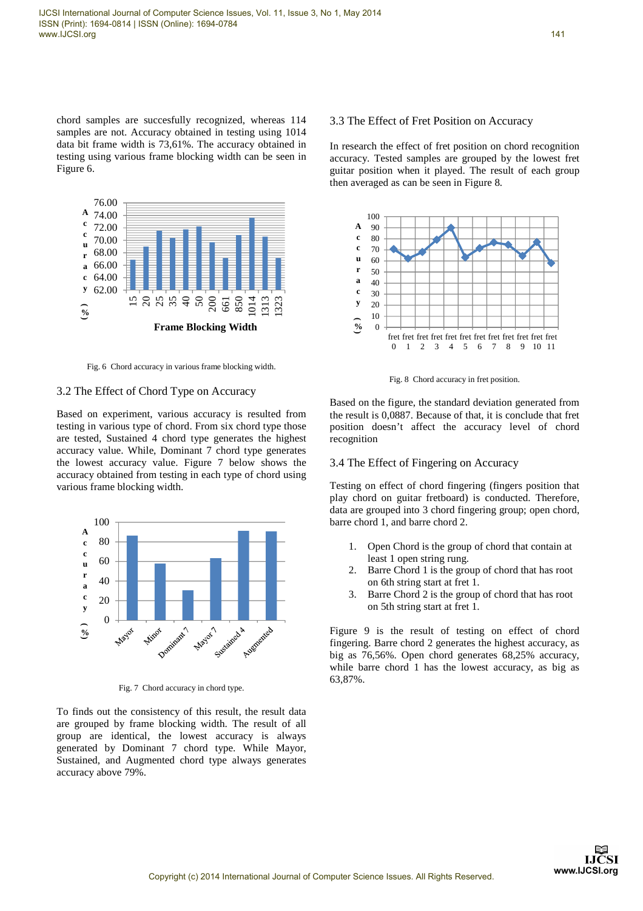chord samples are succesfully recognized, whereas 114 samples are not. Accuracy obtained in testing using 1014 data bit frame width is 73,61%. The accuracy obtained in testing using various frame blocking width can be seen in Figure 6.

Fig. 6  Chord accuracy in various frame blocking width.

## 3.2 The Effect of Chord Type on Accuracy

Based on experiment, various accuracy is resulted from testing in various type of chord. From six chord type those are tested, Sustained 4 chord type generates the highest accuracy value. While, Dominant 7 chord type generates the lowest accuracy value. Figure 7 below shows the accuracy obtained from testing in each type of chord using various frame blocking width.

Fig. 7  Chord accuracy in chord type.

To finds out the consistency of this result, the result data are grouped by frame blocking width. The result of all group are identical, the lowest accuracy is always generated by Dominant 7 chord type. While Mayor, Sustained, and Augmented chord type always generates accuracy above 79%.

## 3.3 The Effect of Fret Position on Accuracy

In research the effect of fret position on chord recognition accuracy. Tested samples are grouped by the lowest fret guitar position when it played. The result of each group then averaged as can be seen in Figure 8.

Fig. 8  Chord accuracy in fret position.

Based on the figure, the standard deviation generated from the result is 0,0887. Because of that, it is conclude that fret position doesn't affect the accuracy level of chord recognition

## 3.4 The Effect of Fingering on Accuracy

Testing on effect of chord fingering (fingers position that play chord on guitar fretboard) is conducted. Therefore, data are grouped into 3 chord fingering group; open chord, barre chord 1, and barre chord 2.

1. Open Chord is the group of chord that contain at least 1 open string rung.
2. Barre Chord 1 is the group of chord that has root on 6th string start at fret 1.
3. Barre Chord 2 is the group of chord that has root on 5th string start at fret 1.

Figure 9 is the result of testing on effect of chord fingering. Barre chord 2 generates the highest accuracy, as big as 76,56%. Open chord generates 68,25% accuracy, while barre chord 1 has the lowest accuracy, as big as 63,87%.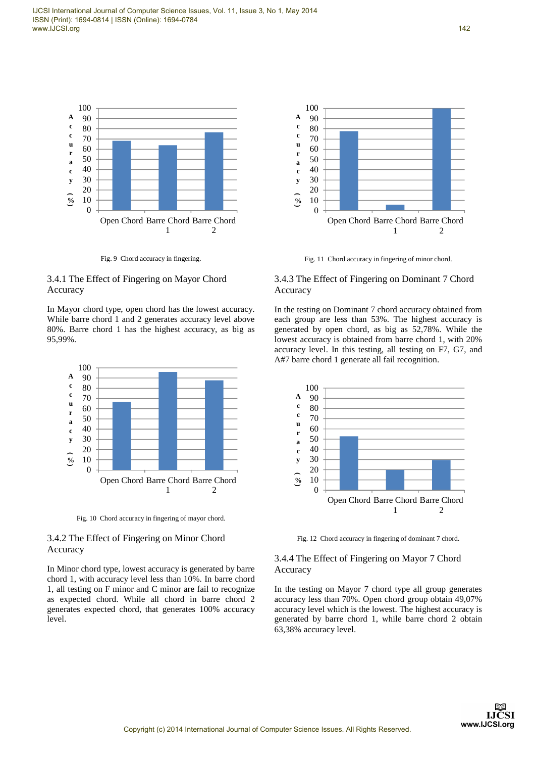Fig. 9 Chord accuracy in fingering.

### 3.4.1 The Effect of Fingering on Mayor Chord Accuracy

In Mayor chord type, open chord has the lowest accuracy. While barre chord 1 and 2 generates accuracy level above 80%. Barre chord 1 has the highest accuracy, as big as 95,99%.

Fig. 10 Chord accuracy in fingering of mayor chord.

### 3.4.2 The Effect of Fingering on Minor Chord Accuracy

In Minor chord type, lowest accuracy is generated by barre chord 1, with accuracy level less than 10%. In barre chord 1, all testing on F minor and C minor are fail to recognize as expected chord. While all chord in barre chord 2 generates expected chord, that generates 100% accuracy level.

Fig. 11 Chord accuracy in fingering of minor chord.

### 3.4.3 The Effect of Fingering on Dominant 7 Chord Accuracy

In the testing on Dominant 7 chord accuracy obtained from each group are less than 53%. The highest accuracy is generated by open chord, as big as 52,78%. While the lowest accuracy is obtained from barre chord 1, with 20% accuracy level. In this testing, all testing on F7, G7, and A#7 barre chord 1 generate all fail recognition.

Fig. 12 Chord accuracy in fingering of dominant 7 chord.

### 3.4.4 The Effect of Fingering on Mayor 7 Chord Accuracy

In the testing on Mayor 7 chord type all group generates accuracy less than 70%. Open chord group obtain 49,07% accuracy level which is the lowest. The highest accuracy is generated by barre chord 1, while barre chord 2 obtain 63,38% accuracy level.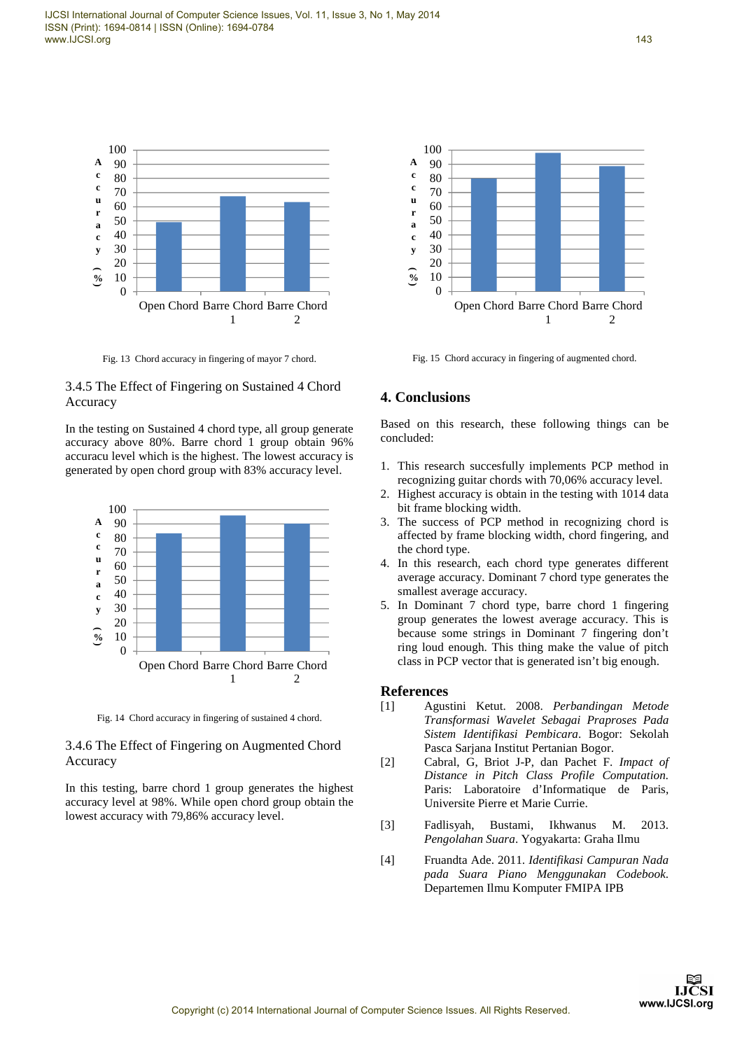Fig. 13 Chord accuracy in fingering of mayor 7 chord.

### 3.4.5 The Effect of Fingering on Sustained 4 Chord Accuracy

In the testing on Sustained 4 chord type, all group generate accuracy above 80%. Barre chord 1 group obtain 96% accuracu level which is the highest. The lowest accuracy is generated by open chord group with 83% accuracy level.

Fig. 14 Chord accuracy in fingering of sustained 4 chord.

### 3.4.6 The Effect of Fingering on Augmented Chord Accuracy

In this testing, barre chord 1 group generates the highest accuracy level at 98%. While open chord group obtain the lowest accuracy with 79,86% accuracy level.

Fig. 15 Chord accuracy in fingering of augmented chord.

## 4. Conclusions

Based on this research, these following things can be concluded:

1. This research succesfully implements PCP method in recognizing guitar chords with 70,06% accuracy level.
2. Highest accuracy is obtain in the testing with 1014 data bit frame blocking width.
3. The success of PCP method in recognizing chord is affected by frame blocking width, chord fingering, and the chord type.
4. In this research, each chord type generates different average accuracy. Dominant 7 chord type generates the smallest average accuracy.
5. In Dominant 7 chord type, barre chord 1 fingering group generates the lowest average accuracy. This is because some strings in Dominant 7 fingering don't ring loud enough. This thing make the value of pitch class in PCP vector that is generated isn't big enough.

## References

[1] Agustini Ketut. 2008. *Perbandingan Metode Transformasi Wavelet Sebagai Praproses Pada Sistem Identifikasi Pembicara*. Bogor: Sekolah Pasca Sarjana Institut Pertanian Bogor.

[2] Cabral, G, Briot J-P, dan Pachet F. *Impact of Distance in Pitch Class Profile Computation.* Paris: Laboratoire d'Informatique de Paris, Universite Pierre et Marie Currie.

[3] Fadlisyah, Bustami, Ikhwanus M. 2013. *Pengolahan Suara*. Yogyakarta: Graha Ilmu

[4] Fruandta Ade. 2011. *Identifikasi Campuran Nada pada Suara Piano Menggunakan Codebook.* Departemen Ilmu Komputer FMIPA IPB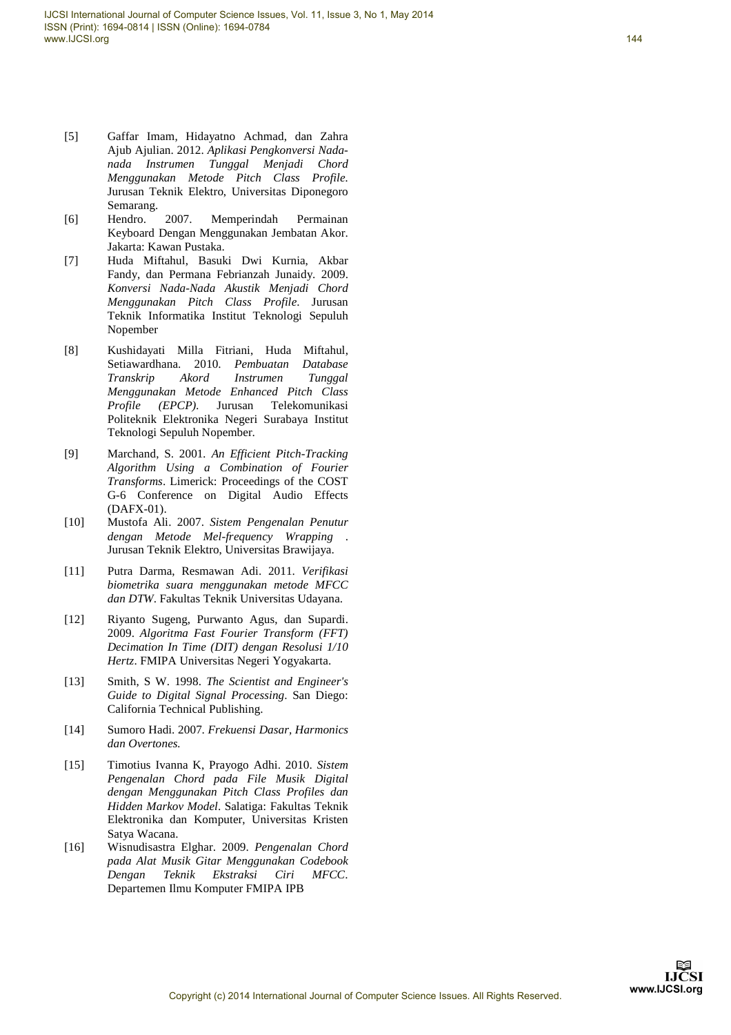[5] Gaffar Imam, Hidayatno Achmad, dan Zahra Ajub Ajulian. 2012. *Aplikasi Pengkonversi Nada-nada Instrumen Tunggal Menjadi Chord Menggunakan Metode Pitch Class Profile.* Jurusan Teknik Elektro, Universitas Diponegoro Semarang.

[6] Hendro. 2007. Memperindah Permainan Keyboard Dengan Menggunakan Jembatan Akor. Jakarta: Kawan Pustaka.

[7] Huda Miftahul, Basuki Dwi Kurnia, Akbar Fandy, dan Permana Febrianzah Junaidy. 2009. *Konversi Nada-Nada Akustik Menjadi Chord Menggunakan Pitch Class Profile*. Jurusan Teknik Informatika Institut Teknologi Sepuluh Nopember

[8] Kushidayati Milla Fitriani, Huda Miftahul, Setiawardhana. 2010. *Pembuatan Database Transkrip Akord Instrumen Tunggal Menggunakan Metode Enhanced Pitch Class Profile (EPCP).* Jurusan Telekomunikasi Politeknik Elektronika Negeri Surabaya Institut Teknologi Sepuluh Nopember.

[9] Marchand, S. 2001. *An Efficient Pitch-Tracking Algorithm Using a Combination of Fourier Transforms*. Limerick: Proceedings of the COST G-6 Conference on Digital Audio Effects (DAFX-01).

[10] Mustofa Ali. 2007. *Sistem Pengenalan Penutur dengan Metode Mel-frequency Wrapping* . Jurusan Teknik Elektro, Universitas Brawijaya.

[11] Putra Darma, Resmawan Adi. 2011. *Verifikasi biometrika suara menggunakan metode MFCC dan DTW*. Fakultas Teknik Universitas Udayana.

[12] Riyanto Sugeng, Purwanto Agus, dan Supardi. 2009. *Algoritma Fast Fourier Transform (FFT) Decimation In Time (DIT) dengan Resolusi 1/10 Hertz*. FMIPA Universitas Negeri Yogyakarta.

[13] Smith, S W. 1998. *The Scientist and Engineer's Guide to Digital Signal Processing*. San Diego: California Technical Publishing.

[14] Sumoro Hadi. 2007. *Frekuensi Dasar, Harmonics dan Overtones.*

[15] Timotius Ivanna K, Prayogo Adhi. 2010. *Sistem Pengenalan Chord pada File Musik Digital dengan Menggunakan Pitch Class Profiles dan Hidden Markov Model*. Salatiga: Fakultas Teknik Elektronika dan Komputer, Universitas Kristen Satya Wacana.

[16] Wisnudisastra Elghar. 2009. *Pengenalan Chord pada Alat Musik Gitar Menggunakan Codebook Dengan Teknik Ekstraksi Ciri MFCC*. Departemen Ilmu Komputer FMIPA IPB